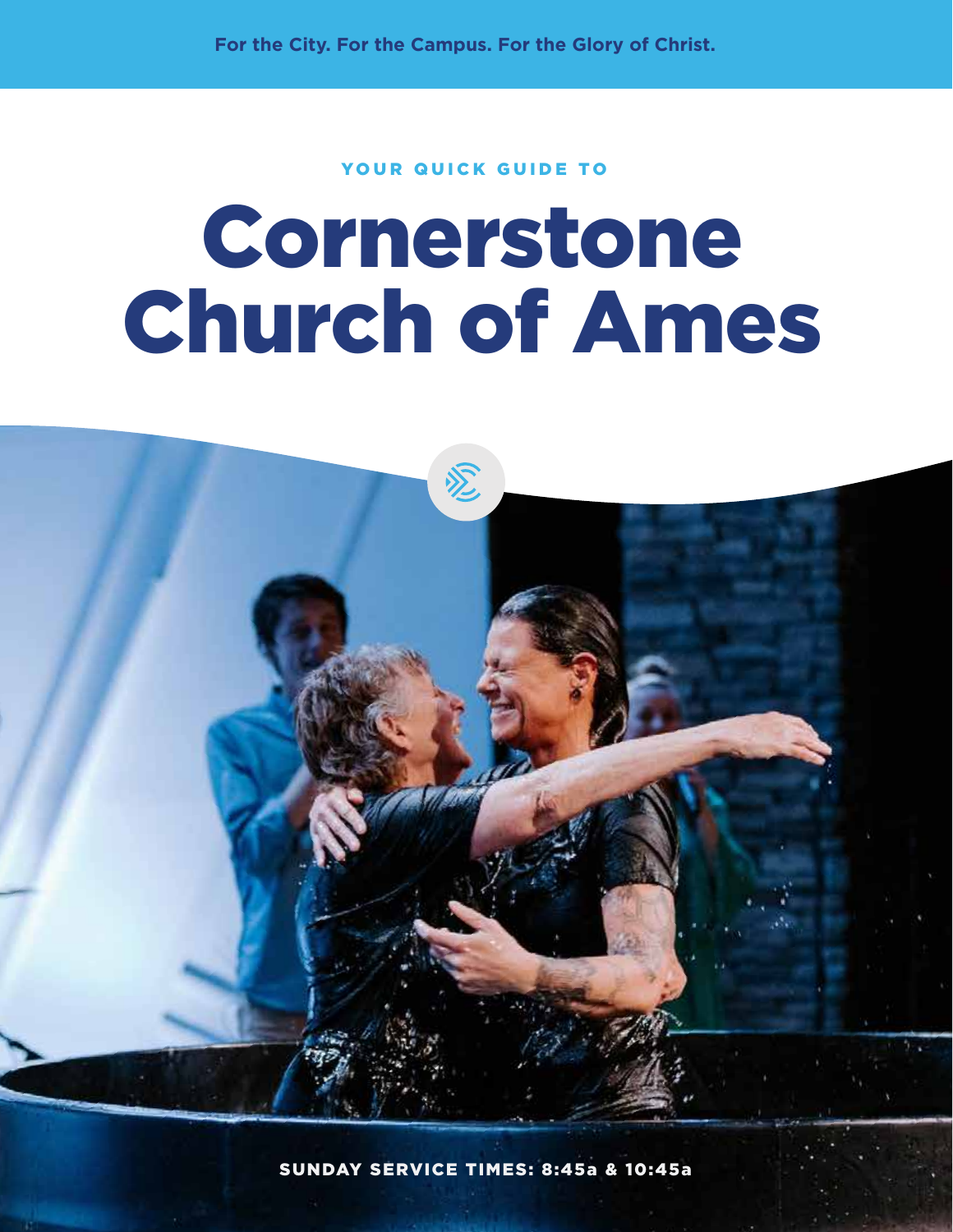For the City. For the Campus. For the Glory of Christ.

YOUR QUICK GUIDE TO

# Cornerstone Church of Ames

**SUNDAY SERVICE TIMES: 8:45a & 10:45a**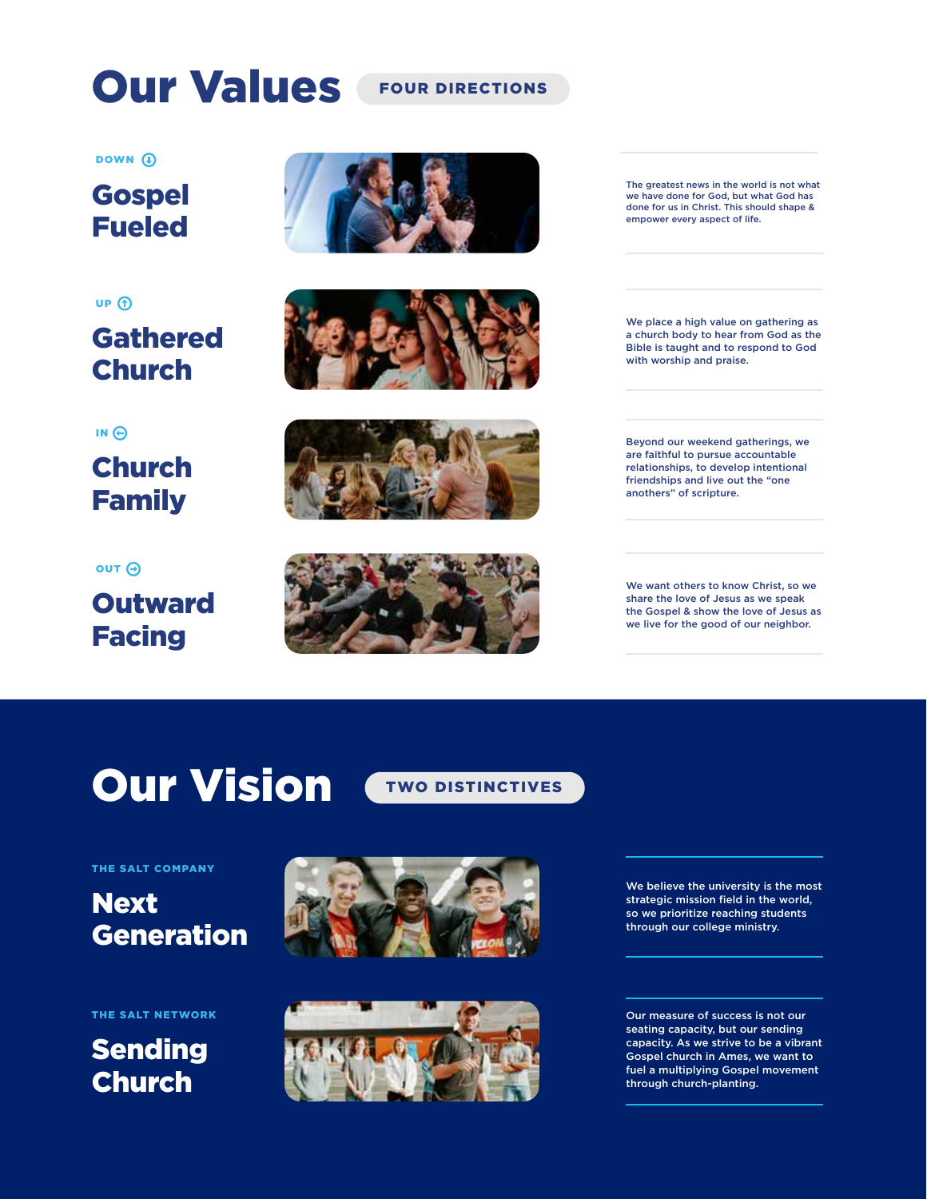# Our Values

**FOUR DIRECTIONS**

DOWN

## Gospel Fueled

The greatest news in the world is not what we have done for God, but what God has done for us in Christ. This should shape & empower every aspect of life.

UP

## Gathered Church

We place a high value on gathering as a church body to hear from God as the Bible is taught and to respond to God with worship and praise.

IN

## Church Family

Beyond our weekend gatherings, we are faithful to pursue accountable relationships, to develop intentional friendships and live out the "one anothers" of scripture.

OUT

## Outward Facing

We want others to know Christ, so we share the love of Jesus as we speak the Gospel & show the love of Jesus as we live for the good of our neighbor.

# Our Vision

**TWO DISTINCTIVES**

THE SALT COMPANY

## Next Generation

We believe the university is the most strategic mission field in the world, so we prioritize reaching students through our college ministry.

THE SALT NETWORK

## Sending Church

Our measure of success is not our seating capacity, but our sending capacity. As we strive to be a vibrant Gospel church in Ames, we want to fuel a multiplying Gospel movement through church-planting.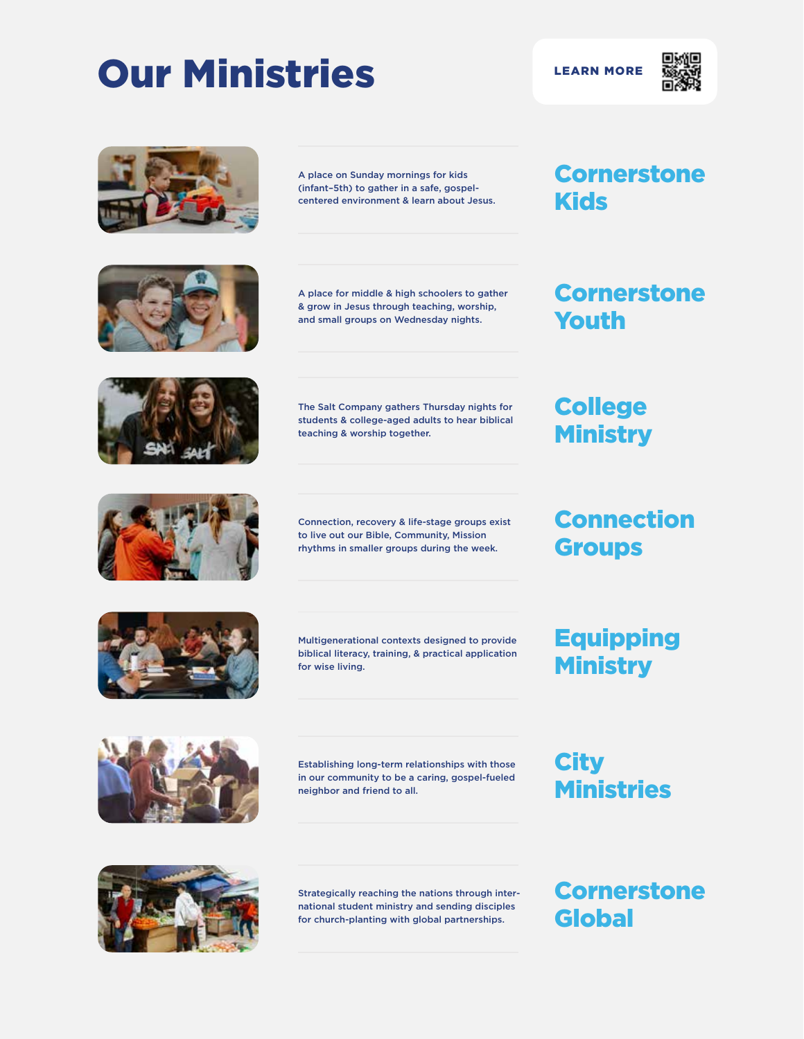# Our Ministries

**LEARN MORE**

## Cornerstone Kids

A place on Sunday mornings for kids (infant–5th) to gather in a safe, gospel-centered environment & learn about Jesus.

## Cornerstone Youth

A place for middle & high schoolers to gather & grow in Jesus through teaching, worship, and small groups on Wednesday nights.

## College Ministry

The Salt Company gathers Thursday nights for students & college-aged adults to hear biblical teaching & worship together.

## Connection Groups

Connection, recovery & life-stage groups exist to live out our Bible, Community, Mission rhythms in smaller groups during the week.

## Equipping Ministry

Multigenerational contexts designed to provide biblical literacy, training, & practical application for wise living.

## City Ministries

Establishing long-term relationships with those in our community to be a caring, gospel-fueled neighbor and friend to all.

## Cornerstone Global

Strategically reaching the nations through international student ministry and sending disciples for church-planting with global partnerships.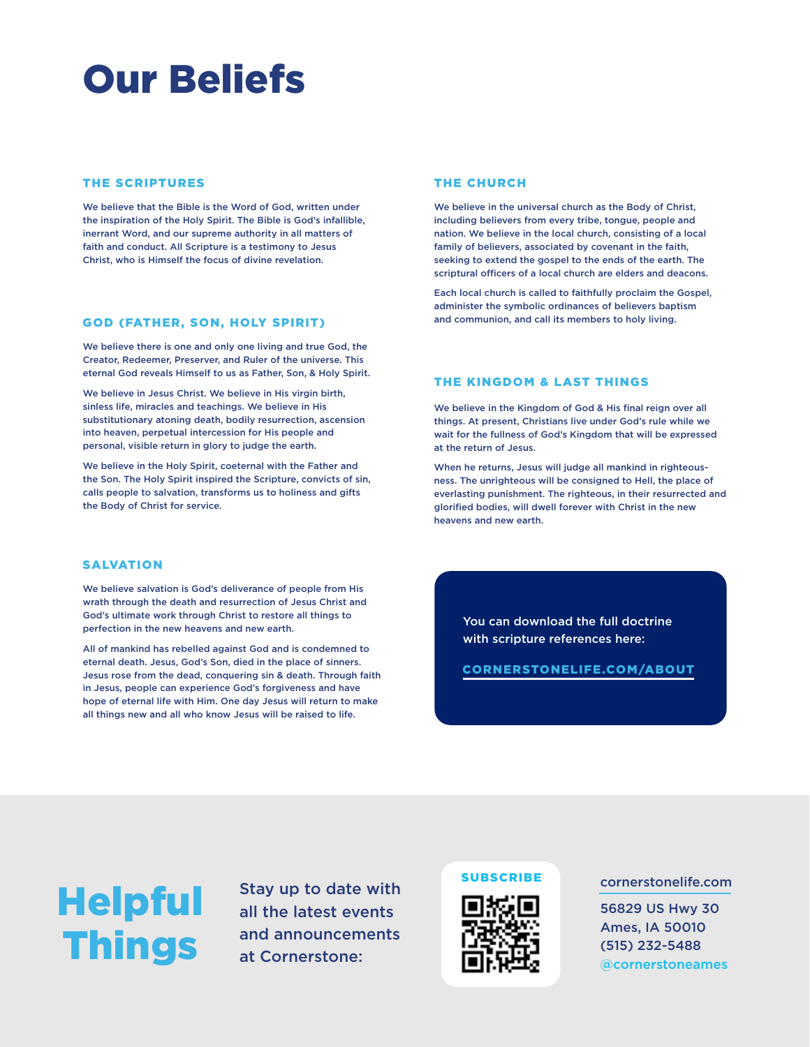# Our Beliefs

### THE SCRIPTURES

We believe that the Bible is the Word of God, written under the inspiration of the Holy Spirit. The Bible is God's infallible, inerrant Word, and our supreme authority in all matters of faith and conduct. All Scripture is a testimony to Jesus Christ, who is Himself the focus of divine revelation.

### GOD (FATHER, SON, HOLY SPIRIT)

We believe there is one and only one living and true God, the Creator, Redeemer, Preserver, and Ruler of the universe. This eternal God reveals Himself to us as Father, Son, & Holy Spirit.

We believe in Jesus Christ. We believe in His virgin birth, sinless life, miracles and teachings. We believe in His substitutionary atoning death, bodily resurrection, ascension into heaven, perpetual intercession for His people and personal, visible return in glory to judge the earth.

We believe in the Holy Spirit, coeternal with the Father and the Son. The Holy Spirit inspired the Scripture, convicts of sin, calls people to salvation, transforms us to holiness and gifts the Body of Christ for service.

### SALVATION

We believe salvation is God's deliverance of people from His wrath through the death and resurrection of Jesus Christ and God's ultimate work through Christ to restore all things to perfection in the new heavens and new earth.

All of mankind has rebelled against God and is condemned to eternal death. Jesus, God's Son, died in the place of sinners. Jesus rose from the dead, conquering sin & death. Through faith in Jesus, people can experience God's forgiveness and have hope of eternal life with Him. One day Jesus will return to make all things new and all who know Jesus will be raised to life.

### THE CHURCH

We believe in the universal church as the Body of Christ, including believers from every tribe, tongue, people and nation. We believe in the local church, consisting of a local family of believers, associated by covenant in the faith, seeking to extend the gospel to the ends of the earth. The scriptural officers of a local church are elders and deacons.

Each local church is called to faithfully proclaim the Gospel, administer the symbolic ordinances of believers baptism and communion, and call its members to holy living.

### THE KINGDOM & LAST THINGS

We believe in the Kingdom of God & His final reign over all things. At present, Christians live under God's rule while we wait for the fullness of God's Kingdom that will be expressed at the return of Jesus.

When he returns, Jesus will judge all mankind in righteousness. The unrighteous will be consigned to Hell, the place of everlasting punishment. The righteous, in their resurrected and glorified bodies, will dwell forever with Christ in the new heavens and new earth.

You can download the full doctrine with scripture references here:

CORNERSTONELIFE.COM/ABOUT

## Helpful Things

Stay up to date with all the latest events and announcements at Cornerstone:

SUBSCRIBE

cornerstonelife.com

56829 US Hwy 30
Ames, IA 50010
(515) 232-5488
@cornerstoneames